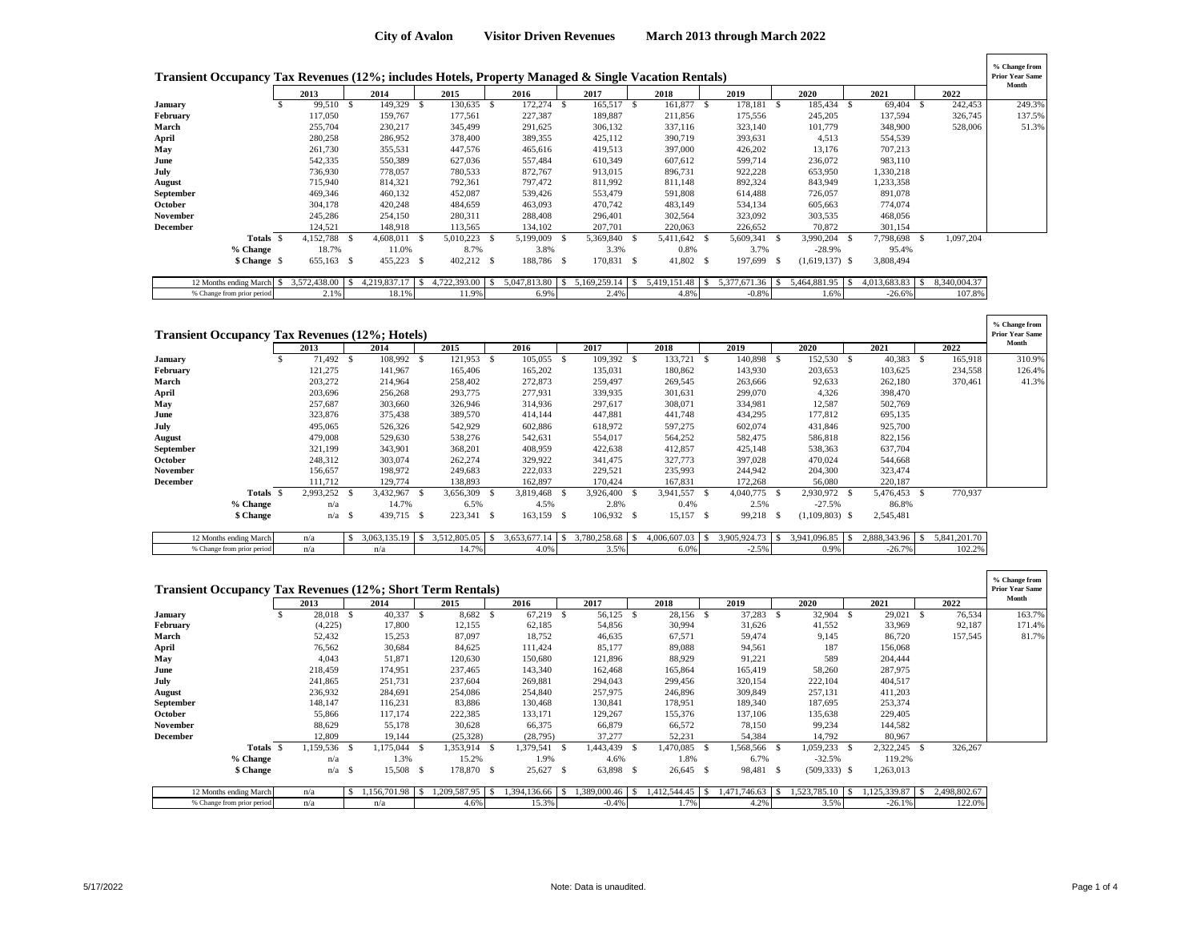# City of Avalon Visitor Driven Revenues March 2013 through March 2022

## Transient Occupancy Tax Revenues (12%; includes Hotels, Property Managed & Single Vacation Rentals)

| | 2013 | 2014 | 2015 | 2016 | 2017 | 2018 | 2019 | 2020 | 2021 | 2022 | % Change from Prior Year Same Month |
|---|---|---|---|---|---|---|---|---|---|---|---|
| **January** | $ 99,510 | $ 149,329 | $ 130,635 | $ 172,274 | $ 165,517 | $ 161,877 | $ 178,181 | $ 185,434 | $ 69,404 | $ 242,453 | 249.3% |
| **February** | 117,050 | 159,767 | 177,561 | 227,387 | 189,887 | 211,856 | 175,556 | 245,205 | 137,594 | 326,745 | 137.5% |
| **March** | 255,704 | 230,217 | 345,499 | 291,625 | 306,132 | 337,116 | 323,140 | 101,779 | 348,900 | 528,006 | 51.3% |
| **April** | 280,258 | 286,952 | 378,400 | 389,355 | 425,112 | 390,719 | 393,631 | 4,513 | 554,539 | | |
| **May** | 261,730 | 355,531 | 447,576 | 465,616 | 419,513 | 397,000 | 426,202 | 13,176 | 707,213 | | |
| **June** | 542,335 | 550,389 | 627,036 | 557,484 | 610,349 | 607,612 | 599,714 | 236,072 | 983,110 | | |
| **July** | 736,930 | 778,057 | 780,533 | 872,767 | 913,015 | 896,731 | 922,228 | 653,950 | 1,330,218 | | |
| **August** | 715,940 | 814,321 | 792,361 | 797,472 | 811,992 | 811,148 | 892,324 | 843,949 | 1,233,358 | | |
| **September** | 469,346 | 460,132 | 452,087 | 539,426 | 553,479 | 591,808 | 614,488 | 726,057 | 891,078 | | |
| **October** | 304,178 | 420,248 | 484,659 | 463,093 | 470,742 | 483,149 | 534,134 | 605,663 | 774,074 | | |
| **November** | 245,286 | 254,150 | 280,311 | 288,408 | 296,401 | 302,564 | 323,092 | 303,535 | 468,056 | | |
| **December** | 124,521 | 148,918 | 113,565 | 134,102 | 207,701 | 220,063 | 226,652 | 70,872 | 301,154 | | |
| **Totals** | $ 4,152,788 | $ 4,608,011 | $ 5,010,223 | $ 5,199,009 | $ 5,369,840 | $ 5,411,642 | $ 5,609,341 | $ 3,990,204 | $ 7,798,698 | $ 1,097,204 | |
| **% Change** | 18.7% | 11.0% | 8.7% | 3.8% | 3.3% | 0.8% | 3.7% | -28.9% | 95.4% | | |
| **$ Change** | $ 655,163 | $ 455,223 | $ 402,212 | $ 188,786 | $ 170,831 | $ 41,802 | $ 197,699 | $ (1,619,137) | $ 3,808,494 | | |
| 12 Months ending March | $ 3,572,438.00 | $ 4,219,837.17 | $ 4,722,393.00 | $ 5,047,813.80 | $ 5,169,259.14 | $ 5,419,151.48 | $ 5,377,671.36 | $ 5,464,881.95 | $ 4,013,683.83 | $ 8,340,004.37 | |
| % Change from prior period | 2.1% | 18.1% | 11.9% | 6.9% | 2.4% | 4.8% | -0.8% | 1.6% | -26.6% | 107.8% | |

## Transient Occupancy Tax Revenues (12%; Hotels)

| | 2013 | 2014 | 2015 | 2016 | 2017 | 2018 | 2019 | 2020 | 2021 | 2022 | % Change from Prior Year Same Month |
|---|---|---|---|---|---|---|---|---|---|---|---|
| **January** | $ 71,492 | $ 108,992 | $ 121,953 | $ 105,055 | $ 109,392 | $ 133,721 | $ 140,898 | $ 152,530 | $ 40,383 | $ 165,918 | 310.9% |
| **February** | 121,275 | 141,967 | 165,406 | 165,202 | 135,031 | 180,862 | 143,930 | 203,653 | 103,625 | 234,558 | 126.4% |
| **March** | 203,272 | 214,964 | 258,402 | 272,873 | 259,497 | 269,545 | 263,666 | 92,633 | 262,180 | 370,461 | 41.3% |
| **April** | 203,696 | 256,268 | 293,775 | 277,931 | 339,935 | 301,631 | 299,070 | 4,326 | 398,470 | | |
| **May** | 257,687 | 303,660 | 326,946 | 314,936 | 297,617 | 308,071 | 334,981 | 12,587 | 502,769 | | |
| **June** | 323,876 | 375,438 | 389,570 | 414,144 | 447,881 | 441,748 | 434,295 | 177,812 | 695,135 | | |
| **July** | 495,065 | 526,326 | 542,929 | 602,886 | 618,972 | 597,275 | 602,074 | 431,846 | 925,700 | | |
| **August** | 479,008 | 529,630 | 538,276 | 542,631 | 554,017 | 564,252 | 582,475 | 586,818 | 822,156 | | |
| **September** | 321,199 | 343,901 | 368,201 | 408,959 | 422,638 | 412,857 | 425,148 | 538,363 | 637,704 | | |
| **October** | 248,312 | 303,074 | 262,274 | 329,922 | 341,475 | 327,773 | 397,028 | 470,024 | 544,668 | | |
| **November** | 156,657 | 198,972 | 249,683 | 222,033 | 229,521 | 235,993 | 244,942 | 204,300 | 323,474 | | |
| **December** | 111,712 | 129,774 | 138,893 | 162,897 | 170,424 | 167,831 | 172,268 | 56,080 | 220,187 | | |
| **Totals** | $ 2,993,252 | $ 3,432,967 | $ 3,656,309 | $ 3,819,468 | $ 3,926,400 | $ 3,941,557 | $ 4,040,775 | $ 2,930,972 | $ 5,476,453 | $ 770,937 | |
| **% Change** | n/a | 14.7% | 6.5% | 4.5% | 2.8% | 0.4% | 2.5% | -27.5% | 86.8% | | |
| **$ Change** | n/a | $ 439,715 | $ 223,341 | $ 163,159 | $ 106,932 | $ 15,157 | $ 99,218 | $ (1,109,803) | $ 2,545,481 | | |
| 12 Months ending March | n/a | $ 3,063,135.19 | $ 3,512,805.05 | $ 3,653,677.14 | $ 3,780,258.68 | $ 4,006,607.03 | $ 3,905,924.73 | $ 3,941,096.85 | $ 2,888,343.96 | $ 5,841,201.70 | |
| % Change from prior period | n/a | n/a | 14.7% | 4.0% | 3.5% | 6.0% | -2.5% | 0.9% | -26.7% | 102.2% | |

## Transient Occupancy Tax Revenues (12%; Short Term Rentals)

| | 2013 | 2014 | 2015 | 2016 | 2017 | 2018 | 2019 | 2020 | 2021 | 2022 | % Change from Prior Year Same Month |
|---|---|---|---|---|---|---|---|---|---|---|---|
| **January** | $ 28,018 | $ 40,337 | $ 8,682 | $ 67,219 | $ 56,125 | $ 28,156 | $ 37,283 | $ 32,904 | $ 29,021 | $ 76,534 | 163.7% |
| **February** | (4,225) | 17,800 | 12,155 | 62,185 | 54,856 | 30,994 | 31,626 | 41,552 | 33,969 | 92,187 | 171.4% |
| **March** | 52,432 | 15,253 | 87,097 | 18,752 | 46,635 | 67,571 | 59,474 | 9,145 | 86,720 | 157,545 | 81.7% |
| **April** | 76,562 | 30,684 | 84,625 | 111,424 | 85,177 | 89,088 | 94,561 | 187 | 156,068 | | |
| **May** | 4,043 | 51,871 | 120,630 | 150,680 | 121,896 | 88,929 | 91,221 | 589 | 204,444 | | |
| **June** | 218,459 | 174,951 | 237,465 | 143,340 | 162,468 | 165,864 | 165,419 | 58,260 | 287,975 | | |
| **July** | 241,865 | 251,731 | 237,604 | 269,881 | 294,043 | 299,456 | 320,154 | 222,104 | 404,517 | | |
| **August** | 236,932 | 284,691 | 254,086 | 254,840 | 257,975 | 246,896 | 309,849 | 257,131 | 411,203 | | |
| **September** | 148,147 | 116,231 | 83,886 | 130,468 | 130,841 | 178,951 | 189,340 | 187,695 | 253,374 | | |
| **October** | 55,866 | 117,174 | 222,385 | 133,171 | 129,267 | 155,376 | 137,106 | 135,638 | 229,405 | | |
| **November** | 88,629 | 55,178 | 30,628 | 66,375 | 66,879 | 66,572 | 78,150 | 99,234 | 144,582 | | |
| **December** | 12,809 | 19,144 | (25,328) | (28,795) | 37,277 | 52,231 | 54,384 | 14,792 | 80,967 | | |
| **Totals** | $ 1,159,536 | $ 1,175,044 | $ 1,353,914 | $ 1,379,541 | $ 1,443,439 | $ 1,470,085 | $ 1,568,566 | $ 1,059,233 | $ 2,322,245 | $ 326,267 | |
| **% Change** | n/a | 1.3% | 15.2% | 1.9% | 4.6% | 1.8% | 6.7% | -32.5% | 119.2% | | |
| **$ Change** | n/a | $ 15,508 | $ 178,870 | $ 25,627 | $ 63,898 | $ 26,645 | $ 98,481 | $ (509,333) | $ 1,263,013 | | |
| 12 Months ending March | n/a | $ 1,156,701.98 | $ 1,209,587.95 | $ 1,394,136.66 | $ 1,389,000.46 | $ 1,412,544.45 | $ 1,471,746.63 | $ 1,523,785.10 | $ 1,125,339.87 | $ 2,498,802.67 | |
| % Change from prior period | n/a | n/a | 4.6% | 15.3% | -0.4% | 1.7% | 4.2% | 3.5% | -26.1% | 122.0% | |

5/17/2022

Note: Data is unaudited.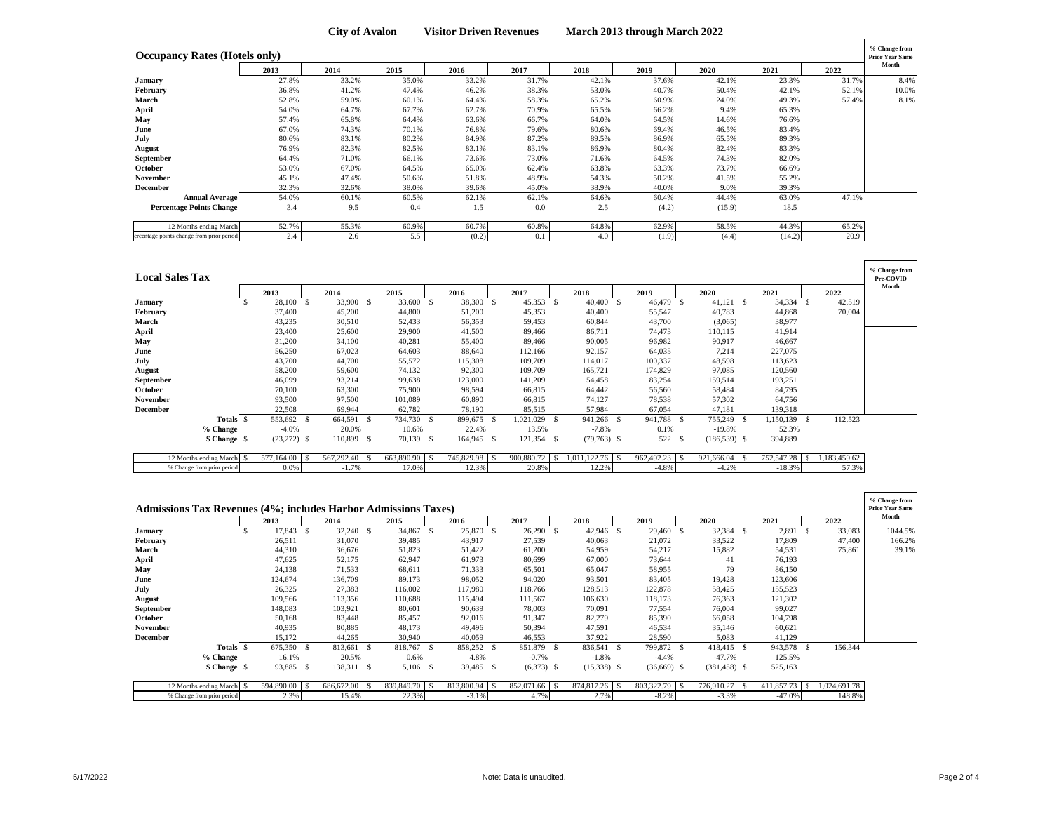# City of Avalon Visitor Driven Revenues March 2013 through March 2022

## Occupancy Rates (Hotels only)

| | 2013 | 2014 | 2015 | 2016 | 2017 | 2018 | 2019 | 2020 | 2021 | 2022 | % Change from Prior Year Same Month |
|---|---|---|---|---|---|---|---|---|---|---|---|
| January | 27.8% | 33.2% | 35.0% | 33.2% | 31.7% | 42.1% | 37.6% | 42.1% | 23.3% | 31.7% | 8.4% |
| February | 36.8% | 41.2% | 47.4% | 46.2% | 38.3% | 53.0% | 40.7% | 50.4% | 42.1% | 52.1% | 10.0% |
| March | 52.8% | 59.0% | 60.1% | 64.4% | 58.3% | 65.2% | 60.9% | 24.0% | 49.3% | 57.4% | 8.1% |
| April | 54.0% | 64.7% | 67.7% | 62.7% | 70.9% | 65.5% | 66.2% | 9.4% | 65.3% | | |
| May | 57.4% | 65.8% | 64.4% | 63.6% | 66.7% | 64.0% | 64.5% | 14.6% | 76.6% | | |
| June | 67.0% | 74.3% | 70.1% | 76.8% | 79.6% | 80.6% | 69.4% | 46.5% | 83.4% | | |
| July | 80.6% | 83.1% | 80.2% | 84.9% | 87.2% | 89.5% | 86.9% | 65.5% | 89.3% | | |
| August | 76.9% | 82.3% | 82.5% | 83.1% | 83.1% | 86.9% | 80.4% | 82.4% | 83.3% | | |
| September | 64.4% | 71.0% | 66.1% | 73.6% | 73.0% | 71.6% | 64.5% | 74.3% | 82.0% | | |
| October | 53.0% | 67.0% | 64.5% | 65.0% | 62.4% | 63.8% | 63.3% | 73.7% | 66.6% | | |
| November | 45.1% | 47.4% | 50.6% | 51.8% | 48.9% | 54.3% | 50.2% | 41.5% | 55.2% | | |
| December | 32.3% | 32.6% | 38.0% | 39.6% | 45.0% | 38.9% | 40.0% | 9.0% | 39.3% | | |
| Annual Average | 54.0% | 60.1% | 60.5% | 62.1% | 62.1% | 64.6% | 60.4% | 44.4% | 63.0% | 47.1% | |
| Percentage Points Change | 3.4 | 9.5 | 0.4 | 1.5 | 0.0 | 2.5 | (4.2) | (15.9) | 18.5 | | |
| 12 Months ending March | 52.7% | 55.3% | 60.9% | 60.7% | 60.8% | 64.8% | 62.9% | 58.5% | 44.3% | 65.2% | |
| Percentage points change from prior period | 2.4 | 2.6 | 5.5 | (0.2) | 0.1 | 4.0 | (1.9) | (4.4) | (14.2) | 20.9 | |

## Local Sales Tax

| | 2013 | 2014 | 2015 | 2016 | 2017 | 2018 | 2019 | 2020 | 2021 | 2022 | % Change from Pre-COVID Month |
|---|---|---|---|---|---|---|---|---|---|---|---|
| January | $ 28,100 | $ 33,900 | $ 33,600 | $ 38,300 | $ 45,353 | $ 40,400 | $ 46,479 | $ 41,121 | $ 34,334 | $ 42,519 | |
| February | 37,400 | 45,200 | 44,800 | 51,200 | 45,353 | 40,400 | 55,547 | 40,783 | 44,868 | 70,004 | |
| March | 43,235 | 30,510 | 52,433 | 56,353 | 59,453 | 60,844 | 43,700 | (3,065) | 38,977 | | |
| April | 23,400 | 25,600 | 29,900 | 41,500 | 89,466 | 86,711 | 74,473 | 110,115 | 41,914 | | |
| May | 31,200 | 34,100 | 40,281 | 55,400 | 89,466 | 90,005 | 96,982 | 90,917 | 46,667 | | |
| June | 56,250 | 67,023 | 64,603 | 88,640 | 112,166 | 92,157 | 64,035 | 7,214 | 227,075 | | |
| July | 43,700 | 44,700 | 55,572 | 115,308 | 109,709 | 114,017 | 100,337 | 48,598 | 113,623 | | |
| August | 58,200 | 59,600 | 74,132 | 92,300 | 109,709 | 165,721 | 174,829 | 97,085 | 120,560 | | |
| September | 46,099 | 93,214 | 99,638 | 123,000 | 141,209 | 54,458 | 83,254 | 159,514 | 193,251 | | |
| October | 70,100 | 63,300 | 75,900 | 98,594 | 66,815 | 64,442 | 56,560 | 58,484 | 84,795 | | |
| November | 93,500 | 97,500 | 101,089 | 60,890 | 66,815 | 74,127 | 78,538 | 57,302 | 64,756 | | |
| December | 22,508 | 69,944 | 62,782 | 78,190 | 85,515 | 57,984 | 67,054 | 47,181 | 139,318 | | |
| Totals | $ 553,692 | $ 664,591 | $ 734,730 | $ 899,675 | $ 1,021,029 | $ 941,266 | $ 941,788 | $ 755,249 | $ 1,150,139 | $ 112,523 | |
| % Change | -4.0% | 20.0% | 10.6% | 22.4% | 13.5% | -7.8% | 0.1% | -19.8% | 52.3% | | |
| $ Change | $ (23,272) | $ 110,899 | $ 70,139 | $ 164,945 | $ 121,354 | $ (79,763) | $ 522 | $ (186,539) | $ 394,889 | | |
| 12 Months ending March | $ 577,164.00 | $ 567,292.40 | $ 663,890.90 | $ 745,829.98 | $ 900,880.72 | $ 1,011,122.76 | $ 962,492.23 | $ 921,666.04 | $ 752,547.28 | $ 1,183,459.62 | |
| % Change from prior period | 0.0% | -1.7% | 17.0% | 12.3% | 20.8% | 12.2% | -4.8% | -4.2% | -18.3% | 57.3% | |

## Admissions Tax Revenues (4%; includes Harbor Admissions Taxes)

| | 2013 | 2014 | 2015 | 2016 | 2017 | 2018 | 2019 | 2020 | 2021 | 2022 | % Change from Prior Year Same Month |
|---|---|---|---|---|---|---|---|---|---|---|---|
| January | $ 17,843 | $ 32,240 | $ 34,867 | $ 25,870 | $ 26,290 | $ 42,946 | $ 29,460 | $ 32,384 | $ 2,891 | $ 33,083 | 1044.5% |
| February | 26,511 | 31,070 | 39,485 | 43,917 | 27,539 | 40,063 | 21,072 | 33,522 | 17,809 | 47,400 | 166.2% |
| March | 44,310 | 36,676 | 51,823 | 51,422 | 61,200 | 54,959 | 54,217 | 15,882 | 54,531 | 75,861 | 39.1% |
| April | 47,625 | 52,175 | 62,947 | 61,973 | 80,699 | 67,000 | 73,644 | 41 | 76,193 | | |
| May | 24,138 | 71,533 | 68,611 | 71,333 | 65,501 | 65,047 | 58,955 | 79 | 86,150 | | |
| June | 124,674 | 136,709 | 89,173 | 98,052 | 94,020 | 93,501 | 83,405 | 19,428 | 123,606 | | |
| July | 26,325 | 27,383 | 116,002 | 117,980 | 118,766 | 128,513 | 122,878 | 58,425 | 155,523 | | |
| August | 109,566 | 113,356 | 110,688 | 115,494 | 111,567 | 106,630 | 118,173 | 76,363 | 121,302 | | |
| September | 148,083 | 103,921 | 80,601 | 90,639 | 78,003 | 70,091 | 77,554 | 76,004 | 99,027 | | |
| October | 50,168 | 83,448 | 85,457 | 92,016 | 91,347 | 82,279 | 85,390 | 66,058 | 104,798 | | |
| November | 40,935 | 80,885 | 48,173 | 49,496 | 50,394 | 47,591 | 46,534 | 35,146 | 60,621 | | |
| December | 15,172 | 44,265 | 30,940 | 40,059 | 46,553 | 37,922 | 28,590 | 5,083 | 41,129 | | |
| Totals | $ 675,350 | $ 813,661 | $ 818,767 | $ 858,252 | $ 851,879 | $ 836,541 | $ 799,872 | $ 418,415 | $ 943,578 | $ 156,344 | |
| % Change | 16.1% | 20.5% | 0.6% | 4.8% | -0.7% | -1.8% | -4.4% | -47.7% | 125.5% | | |
| $ Change | $ 93,885 | $ 138,311 | $ 5,106 | $ 39,485 | $ (6,373) | $ (15,338) | $ (36,669) | $ (381,458) | $ 525,163 | | |
| 12 Months ending March | $ 594,890.00 | $ 686,672.00 | $ 839,849.70 | $ 813,800.94 | $ 852,071.66 | $ 874,817.26 | $ 803,322.79 | $ 776,910.27 | $ 411,857.73 | $ 1,024,691.78 | |
| % Change from prior period | 2.3% | 15.4% | 22.3% | -3.1% | 4.7% | 2.7% | -8.2% | -3.3% | -47.0% | 148.8% | |

5/17/2022 Note: Data is unaudited.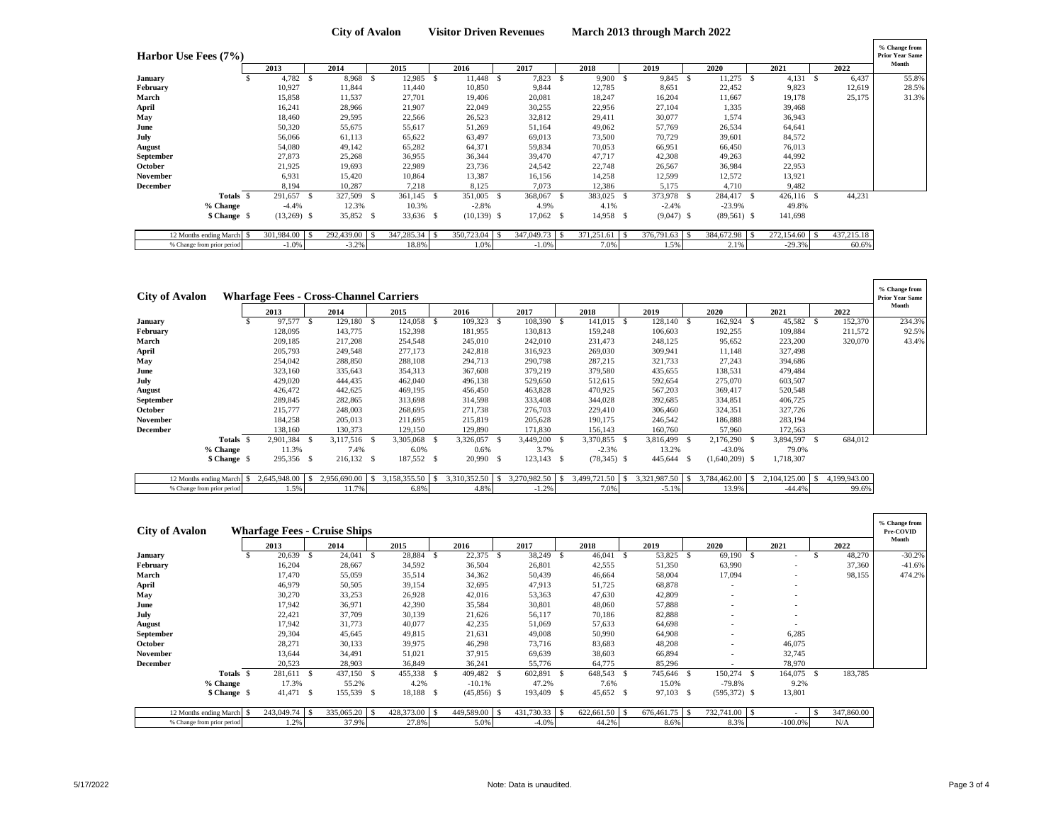# City of Avalon Visitor Driven Revenues March 2013 through March 2022

## Harbor Use Fees (7%)

| | 2013 | 2014 | 2015 | 2016 | 2017 | 2018 | 2019 | 2020 | 2021 | 2022 | % Change from Prior Year Same Month |
|---|---|---|---|---|---|---|---|---|---|---|---|
| January | $ 4,782 | $ 8,968 | $ 12,985 | $ 11,448 | $ 7,823 | $ 9,900 | $ 9,845 | $ 11,275 | $ 4,131 | $ 6,437 | 55.8% |
| February | 10,927 | 11,844 | 11,440 | 10,850 | 9,844 | 12,785 | 8,651 | 22,452 | 9,823 | 12,619 | 28.5% |
| March | 15,858 | 11,537 | 27,701 | 19,406 | 20,081 | 18,247 | 16,204 | 11,667 | 19,178 | 25,175 | 31.3% |
| April | 16,241 | 28,966 | 21,907 | 22,049 | 30,255 | 22,956 | 27,104 | 1,335 | 39,468 | | |
| May | 18,460 | 29,595 | 22,566 | 26,523 | 32,812 | 29,411 | 30,077 | 1,574 | 36,943 | | |
| June | 50,320 | 55,675 | 55,617 | 51,269 | 51,164 | 49,062 | 57,769 | 26,534 | 64,641 | | |
| July | 56,066 | 61,113 | 65,622 | 63,497 | 69,013 | 73,500 | 70,729 | 39,601 | 84,572 | | |
| August | 54,080 | 49,142 | 65,282 | 64,371 | 59,834 | 70,053 | 66,951 | 66,450 | 76,013 | | |
| September | 27,873 | 25,268 | 36,955 | 36,344 | 39,470 | 47,717 | 42,308 | 49,263 | 44,992 | | |
| October | 21,925 | 19,693 | 22,989 | 23,736 | 24,542 | 22,748 | 26,567 | 36,984 | 22,953 | | |
| November | 6,931 | 15,420 | 10,864 | 13,387 | 16,156 | 14,258 | 12,599 | 12,572 | 13,921 | | |
| December | 8,194 | 10,287 | 7,218 | 8,125 | 7,073 | 12,386 | 5,175 | 4,710 | 9,482 | | |
| Totals | $ 291,657 | $ 327,509 | $ 361,145 | $ 351,005 | $ 368,067 | $ 383,025 | $ 373,978 | $ 284,417 | $ 426,116 | $ 44,231 | |
| % Change | -4.4% | 12.3% | 10.3% | -2.8% | 4.9% | 4.1% | -2.4% | -23.9% | 49.8% | | |
| $ Change | $ (13,269) | $ 35,852 | $ 33,636 | $ (10,139) | $ 17,062 | $ 14,958 | $ (9,047) | $ (89,561) | $ 141,698 | | |
| 12 Months ending March | $ 301,984.00 | $ 292,439.00 | $ 347,285.34 | $ 350,723.04 | $ 347,049.73 | $ 371,251.61 | $ 376,791.63 | $ 384,672.98 | $ 272,154.60 | $ 437,215.18 | |
| % Change from prior period | -1.0% | -3.2% | 18.8% | 1.0% | -1.0% | 7.0% | 1.5% | 2.1% | -29.3% | 60.6% | |

## City of Avalon Wharfage Fees - Cross-Channel Carriers

| | 2013 | 2014 | 2015 | 2016 | 2017 | 2018 | 2019 | 2020 | 2021 | 2022 | % Change from Prior Year Same Month |
|---|---|---|---|---|---|---|---|---|---|---|---|
| January | $ 97,577 | $ 129,180 | $ 124,058 | $ 109,323 | $ 108,390 | $ 141,015 | $ 128,140 | $ 162,924 | $ 45,582 | $ 152,370 | 234.3% |
| February | 128,095 | 143,775 | 152,398 | 181,955 | 130,813 | 159,248 | 106,603 | 192,255 | 109,884 | 211,572 | 92.5% |
| March | 209,185 | 217,208 | 254,548 | 245,010 | 242,010 | 231,473 | 248,125 | 95,652 | 223,200 | 320,070 | 43.4% |
| April | 205,793 | 249,548 | 277,173 | 242,818 | 316,923 | 269,030 | 309,941 | 11,148 | 327,498 | | |
| May | 254,042 | 288,850 | 288,108 | 294,713 | 290,798 | 287,215 | 321,733 | 27,243 | 394,686 | | |
| June | 323,160 | 335,643 | 354,313 | 367,608 | 379,219 | 379,580 | 435,655 | 138,531 | 479,484 | | |
| July | 429,020 | 444,435 | 462,040 | 496,138 | 529,650 | 512,615 | 592,654 | 275,070 | 603,507 | | |
| August | 426,472 | 442,625 | 469,195 | 456,450 | 463,828 | 470,925 | 567,203 | 369,417 | 520,548 | | |
| September | 289,845 | 282,865 | 313,698 | 314,598 | 333,408 | 344,028 | 392,685 | 334,851 | 406,725 | | |
| October | 215,777 | 248,003 | 268,695 | 271,738 | 276,703 | 229,410 | 306,460 | 324,351 | 327,726 | | |
| November | 184,258 | 205,013 | 211,695 | 215,819 | 205,628 | 190,175 | 246,542 | 186,888 | 283,194 | | |
| December | 138,160 | 130,373 | 129,150 | 129,890 | 171,830 | 156,143 | 160,760 | 57,960 | 172,563 | | |
| Totals | $ 2,901,384 | $ 3,117,516 | $ 3,305,068 | $ 3,326,057 | $ 3,449,200 | $ 3,370,855 | $ 3,816,499 | $ 2,176,290 | $ 3,894,597 | $ 684,012 | |
| % Change | 11.3% | 7.4% | 6.0% | 0.6% | 3.7% | -2.3% | 13.2% | -43.0% | 79.0% | | |
| $ Change | $ 295,356 | $ 216,132 | $ 187,552 | $ 20,990 | $ 123,143 | $ (78,345) | $ 445,644 | $ (1,640,209) | $ 1,718,307 | | |
| 12 Months ending March | $ 2,645,948.00 | $ 2,956,690.00 | $ 3,158,355.50 | $ 3,310,352.50 | $ 3,270,982.50 | $ 3,499,721.50 | $ 3,321,987.50 | $ 3,784,462.00 | $ 2,104,125.00 | $ 4,199,943.00 | |
| % Change from prior period | 1.5% | 11.7% | 6.8% | 4.8% | -1.2% | 7.0% | -5.1% | 13.9% | -44.4% | 99.6% | |

## City of Avalon Wharfage Fees - Cruise Ships

| | 2013 | 2014 | 2015 | 2016 | 2017 | 2018 | 2019 | 2020 | 2021 | 2022 | % Change from Pre-COVID Month |
|---|---|---|---|---|---|---|---|---|---|---|---|
| January | $ 20,639 | $ 24,041 | $ 28,884 | $ 22,375 | $ 38,249 | $ 46,041 | $ 53,825 | $ 69,190 | $ - | $ 48,270 | -30.2% |
| February | 16,204 | 28,667 | 34,592 | 36,504 | 26,801 | 42,555 | 51,350 | 63,990 | - | 37,360 | -41.6% |
| March | 17,470 | 55,059 | 35,514 | 34,362 | 50,439 | 46,664 | 58,004 | 17,094 | - | 98,155 | 474.2% |
| April | 46,979 | 50,505 | 39,154 | 32,695 | 47,913 | 51,725 | 68,878 | - | - | | |
| May | 30,270 | 33,253 | 26,928 | 42,016 | 53,363 | 47,630 | 42,809 | - | - | | |
| June | 17,942 | 36,971 | 42,390 | 35,584 | 30,801 | 48,060 | 57,888 | - | - | | |
| July | 22,421 | 37,709 | 30,139 | 21,626 | 56,117 | 70,186 | 82,888 | - | - | | |
| August | 17,942 | 31,773 | 40,077 | 42,235 | 51,069 | 57,633 | 64,698 | - | - | | |
| September | 29,304 | 45,645 | 49,815 | 21,631 | 49,008 | 50,990 | 64,908 | - | 6,285 | | |
| October | 28,271 | 30,133 | 39,975 | 46,298 | 73,716 | 83,683 | 48,208 | - | 46,075 | | |
| November | 13,644 | 34,491 | 51,021 | 37,915 | 69,639 | 38,603 | 66,894 | - | 32,745 | | |
| December | 20,523 | 28,903 | 36,849 | 36,241 | 55,776 | 64,775 | 85,296 | - | 78,970 | | |
| Totals | $ 281,611 | $ 437,150 | $ 455,338 | $ 409,482 | $ 602,891 | $ 648,543 | $ 745,646 | $ 150,274 | $ 164,075 | $ 183,785 | |
| % Change | 17.3% | 55.2% | 4.2% | -10.1% | 47.2% | 7.6% | 15.0% | -79.8% | 9.2% | | |
| $ Change | $ 41,471 | $ 155,539 | $ 18,188 | $ (45,856) | $ 193,409 | $ 45,652 | $ 97,103 | $ (595,372) | $ 13,801 | | |
| 12 Months ending March | $ 243,049.74 | $ 335,065.20 | $ 428,373.00 | $ 449,589.00 | $ 431,730.33 | $ 622,661.50 | $ 676,461.75 | $ 732,741.00 | $ - | $ 347,860.00 | |
| % Change from prior period | 1.2% | 37.9% | 27.8% | 5.0% | -4.0% | 44.2% | 8.6% | 8.3% | -100.0% | N/A | |

5/17/2022

Note: Data is unaudited.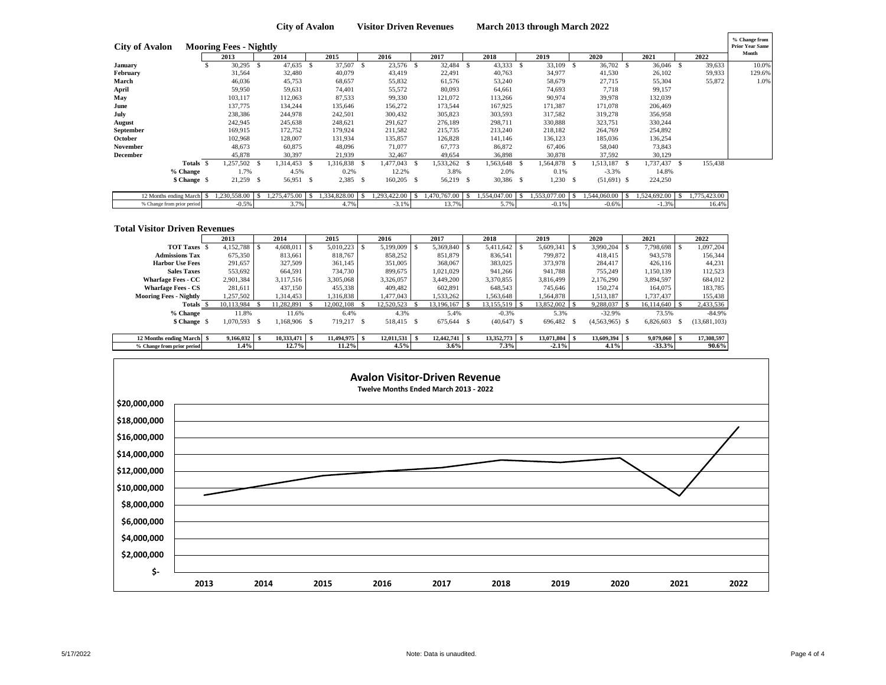**City of Avalon     Visitor Driven Revenues     March 2013 through March 2022**

## City of Avalon     Mooring Fees - Nightly

| | 2013 | 2014 | 2015 | 2016 | 2017 | 2018 | 2019 | 2020 | 2021 | 2022 | % Change from Prior Year Same Month |
|---|---|---|---|---|---|---|---|---|---|---|---|
| **January** | $ 30,295 | $ 47,635 | $ 37,507 | $ 23,576 | $ 32,484 | $ 43,333 | $ 33,109 | $ 36,702 | $ 36,046 | $ 39,633 | 10.0% |
| **February** | 31,564 | 32,480 | 40,079 | 43,419 | 22,491 | 40,763 | 34,977 | 41,530 | 26,102 | 59,933 | 129.6% |
| **March** | 46,036 | 45,753 | 68,657 | 55,832 | 61,576 | 53,240 | 58,679 | 27,715 | 55,304 | 55,872 | 1.0% |
| **April** | 59,950 | 59,631 | 74,401 | 55,572 | 80,093 | 64,661 | 74,693 | 7,718 | 99,157 | | |
| **May** | 103,117 | 112,063 | 87,533 | 99,330 | 121,072 | 113,266 | 90,974 | 39,978 | 132,039 | | |
| **June** | 137,775 | 134,244 | 135,646 | 156,272 | 173,544 | 167,925 | 171,387 | 171,078 | 206,469 | | |
| **July** | 238,386 | 244,978 | 242,501 | 300,432 | 305,823 | 303,593 | 317,582 | 319,278 | 356,958 | | |
| **August** | 242,945 | 245,638 | 248,621 | 291,627 | 276,189 | 298,711 | 330,888 | 323,751 | 330,244 | | |
| **September** | 169,915 | 172,752 | 179,924 | 211,582 | 215,735 | 213,240 | 218,182 | 264,769 | 254,892 | | |
| **October** | 102,968 | 128,007 | 131,934 | 135,857 | 126,828 | 141,146 | 136,123 | 185,036 | 136,254 | | |
| **November** | 48,673 | 60,875 | 48,096 | 71,077 | 67,773 | 86,872 | 67,406 | 58,040 | 73,843 | | |
| **December** | 45,878 | 30,397 | 21,939 | 32,467 | 49,654 | 36,898 | 30,878 | 37,592 | 30,129 | | |
| **Totals** | $ 1,257,502 | $ 1,314,453 | $ 1,316,838 | $ 1,477,043 | $ 1,533,262 | $ 1,563,648 | $ 1,564,878 | $ 1,513,187 | $ 1,737,437 | $ 155,438 | |
| **% Change** | 1.7% | 4.5% | 0.2% | 12.2% | 3.8% | 2.0% | 0.1% | -3.3% | 14.8% | | |
| **$ Change** | $ 21,259 | $ 56,951 | $ 2,385 | $ 160,205 | $ 56,219 | $ 30,386 | $ 1,230 | $ (51,691) | $ 224,250 | | |
| 12 Months ending March | $ 1,230,558.00 | $ 1,275,475.00 | $ 1,334,828.00 | $ 1,293,422.00 | $ 1,470,767.00 | $ 1,554,047.00 | $ 1,553,077.00 | $ 1,544,060.00 | $ 1,524,692.00 | $ 1,775,423.00 | |
| % Change from prior period | -0.5% | 3.7% | 4.7% | -3.1% | 13.7% | 5.7% | -0.1% | -0.6% | -1.3% | 16.4% | |

## Total Visitor Driven Revenues

| | 2013 | 2014 | 2015 | 2016 | 2017 | 2018 | 2019 | 2020 | 2021 | 2022 |
|---|---|---|---|---|---|---|---|---|---|---|
| **TOT Taxes** | $ 4,152,788 | $ 4,608,011 | $ 5,010,223 | $ 5,199,009 | $ 5,369,840 | $ 5,411,642 | $ 5,609,341 | $ 3,990,204 | $ 7,798,698 | $ 1,097,204 |
| **Admissions Tax** | 675,350 | 813,661 | 818,767 | 858,252 | 851,879 | 836,541 | 799,872 | 418,415 | 943,578 | 156,344 |
| **Harbor Use Fees** | 291,657 | 327,509 | 361,145 | 351,005 | 368,067 | 383,025 | 373,978 | 284,417 | 426,116 | 44,231 |
| **Sales Taxes** | 553,692 | 664,591 | 734,730 | 899,675 | 1,021,029 | 941,266 | 941,788 | 755,249 | 1,150,139 | 112,523 |
| **Wharfage Fees - CC** | 2,901,384 | 3,117,516 | 3,305,068 | 3,326,057 | 3,449,200 | 3,370,855 | 3,816,499 | 2,176,290 | 3,894,597 | 684,012 |
| **Wharfage Fees - CS** | 281,611 | 437,150 | 455,338 | 409,482 | 602,891 | 648,543 | 745,646 | 150,274 | 164,075 | 183,785 |
| **Mooring Fees - Nightly** | 1,257,502 | 1,314,453 | 1,316,838 | 1,477,043 | 1,533,262 | 1,563,648 | 1,564,878 | 1,513,187 | 1,737,437 | 155,438 |
| **Totals** | $ 10,113,984 | $ 11,282,891 | $ 12,002,108 | $ 12,520,523 | $ 13,196,167 | $ 13,155,519 | $ 13,852,002 | $ 9,288,037 | $ 16,114,640 | $ 2,433,536 |
| **% Change** | 11.8% | 11.6% | 6.4% | 4.3% | 5.4% | -0.3% | 5.3% | -32.9% | 73.5% | -84.9% |
| **$ Change** | $ 1,070,593 | $ 1,168,906 | $ 719,217 | $ 518,415 | $ 675,644 | $ (40,647) | $ 696,482 | $ (4,563,965) | $ 6,826,603 | $ (13,681,103) |
| **12 Months ending March** | **$ 9,166,032** | **$ 10,333,471** | **$ 11,494,975** | **$ 12,011,531** | **$ 12,442,741** | **$ 13,352,773** | **$ 13,071,804** | **$ 13,609,394** | **$ 9,079,060** | **$ 17,308,597** |
| **% Change from prior period** | **1.4%** | **12.7%** | **11.2%** | **4.5%** | **3.6%** | **7.3%** | **-2.1%** | **4.1%** | **-33.3%** | **90.6%** |

**Avalon Visitor-Driven Revenue**

Twelve Months Ended March 2013 - 2022

$20,000,000
$18,000,000
$16,000,000
$14,000,000
$12,000,000
$10,000,000
$8,000,000
$6,000,000
$4,000,000
$2,000,000
$-

2013 2014 2015 2016 2017 2018 2019 2020 2021 2022

5/17/2022     Note: Data is unaudited.